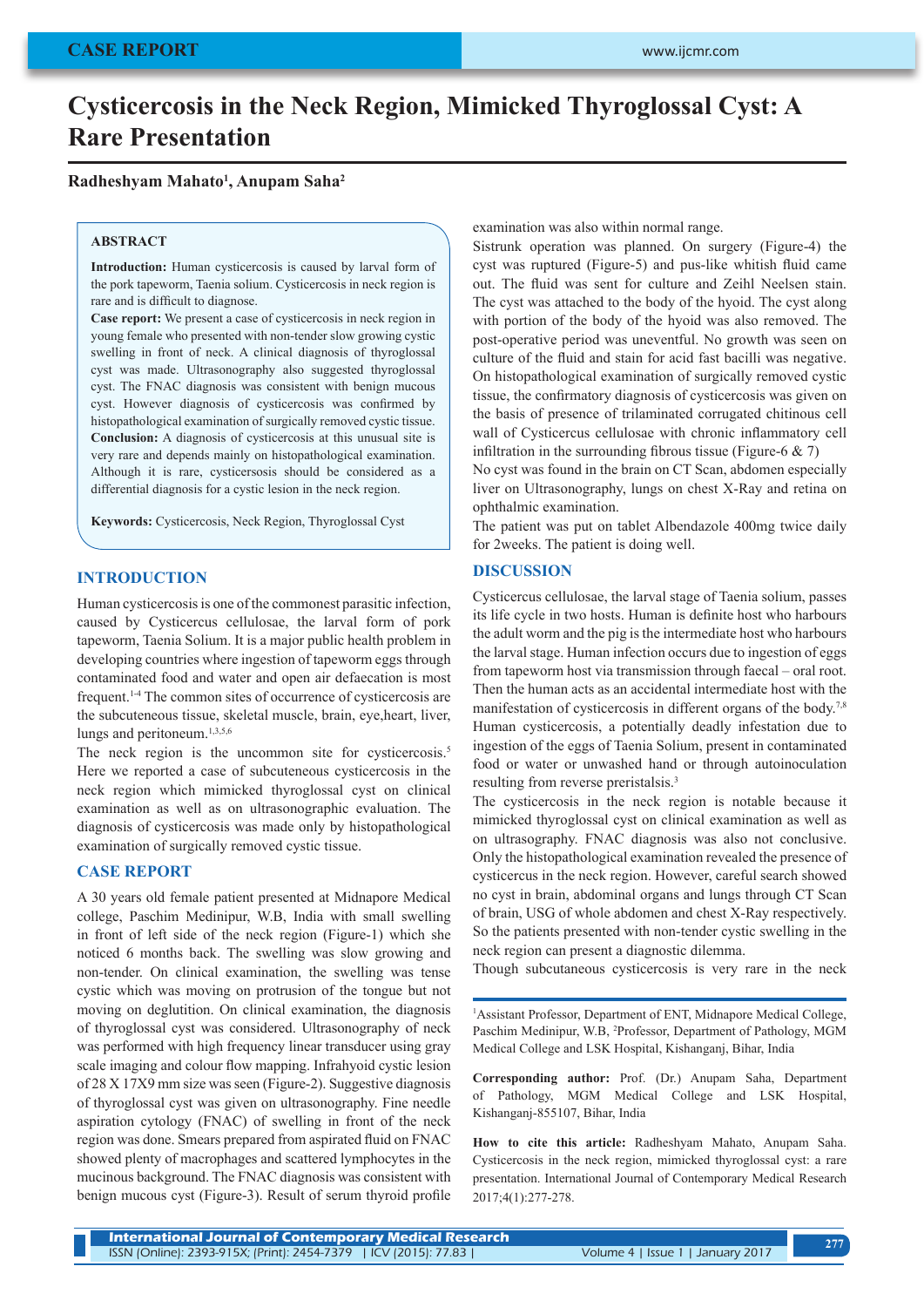CASE REPORT

# Cysticercosis in the Neck Region, Mimicked Thyroglossal Cyst: A Rare Presentation

**Radheshyam Mahato[1], Anupam Saha[2]**

## ABSTRACT

**Introduction:** Human cysticercosis is caused by larval form of the pork tapeworm, Taenia solium. Cysticercosis in neck region is rare and is difficult to diagnose.

**Case report:** We present a case of cysticercosis in neck region in young female who presented with non-tender slow growing cystic swelling in front of neck. A clinical diagnosis of thyroglossal cyst was made. Ultrasonography also suggested thyroglossal cyst. The FNAC diagnosis was consistent with benign mucous cyst. However diagnosis of cysticercosis was confirmed by histopathological examination of surgically removed cystic tissue.

**Conclusion:** A diagnosis of cysticercosis at this unusual site is very rare and depends mainly on histopathological examination. Although it is rare, cysticersosis should be considered as a differential diagnosis for a cystic lesion in the neck region.

**Keywords:** Cysticercosis, Neck Region, Thyroglossal Cyst

## INTRODUCTION

Human cysticercosis is one of the commonest parasitic infection, caused by Cysticercus cellulosae, the larval form of pork tapeworm, Taenia Solium. It is a major public health problem in developing countries where ingestion of tapeworm eggs through contaminated food and water and open air defaecation is most frequent.[1-4] The common sites of occurrence of cysticercosis are the subcuteneous tissue, skeletal muscle, brain, eye,heart, liver, lungs and peritoneum.[1,3,5,6]

The neck region is the uncommon site for cysticercosis.[5] Here we reported a case of subcuteneous cysticercosis in the neck region which mimicked thyroglossal cyst on clinical examination as well as on ultrasonographic evaluation. The diagnosis of cysticercosis was made only by histopathological examination of surgically removed cystic tissue.

## CASE REPORT

A 30 years old female patient presented at Midnapore Medical college, Paschim Medinipur, W.B, India with small swelling in front of left side of the neck region (Figure-1) which she noticed 6 months back. The swelling was slow growing and non-tender. On clinical examination, the swelling was tense cystic which was moving on protrusion of the tongue but not moving on deglutition. On clinical examination, the diagnosis of thyroglossal cyst was considered. Ultrasonography of neck was performed with high frequency linear transducer using gray scale imaging and colour flow mapping. Infrahyoid cystic lesion of 28 X 17X9 mm size was seen (Figure-2). Suggestive diagnosis of thyroglossal cyst was given on ultrasonography. Fine needle aspiration cytology (FNAC) of swelling in front of the neck region was done. Smears prepared from aspirated fluid on FNAC showed plenty of macrophages and scattered lymphocytes in the mucinous background. The FNAC diagnosis was consistent with benign mucous cyst (Figure-3). Result of serum thyroid profile examination was also within normal range.

Sistrunk operation was planned. On surgery (Figure-4) the cyst was ruptured (Figure-5) and pus-like whitish fluid came out. The fluid was sent for culture and Zeihl Neelsen stain. The cyst was attached to the body of the hyoid. The cyst along with portion of the body of the hyoid was also removed. The post-operative period was uneventful. No growth was seen on culture of the fluid and stain for acid fast bacilli was negative. On histopathological examination of surgically removed cystic tissue, the confirmatory diagnosis of cysticercosis was given on the basis of presence of trilaminated corrugated chitinous cell wall of Cysticercus cellulosae with chronic inflammatory cell infiltration in the surrounding fibrous tissue (Figure-6 & 7)

No cyst was found in the brain on CT Scan, abdomen especially liver on Ultrasonography, lungs on chest X-Ray and retina on ophthalmic examination.

The patient was put on tablet Albendazole 400mg twice daily for 2weeks. The patient is doing well.

## DISCUSSION

Cysticercus cellulosae, the larval stage of Taenia solium, passes its life cycle in two hosts. Human is definite host who harbours the adult worm and the pig is the intermediate host who harbours the larval stage. Human infection occurs due to ingestion of eggs from tapeworm host via transmission through faecal – oral root. Then the human acts as an accidental intermediate host with the manifestation of cysticercosis in different organs of the body.[7,8] Human cysticercosis, a potentially deadly infestation due to ingestion of the eggs of Taenia Solium, present in contaminated food or water or unwashed hand or through autoinoculation resulting from reverse preristalsis.[3]

The cysticercosis in the neck region is notable because it mimicked thyroglossal cyst on clinical examination as well as on ultrasography. FNAC diagnosis was also not conclusive. Only the histopathological examination revealed the presence of cysticercus in the neck region. However, careful search showed no cyst in brain, abdominal organs and lungs through CT Scan of brain, USG of whole abdomen and chest X-Ray respectively. So the patients presented with non-tender cystic swelling in the neck region can present a diagnostic dilemma.

Though subcutaneous cysticercosis is very rare in the neck

---

[1]Assistant Professor, Department of ENT, Midnapore Medical College, Paschim Medinipur, W.B, [2]Professor, Department of Pathology, MGM Medical College and LSK Hospital, Kishanganj, Bihar, India

**Corresponding author:** Prof. (Dr.) Anupam Saha, Department of Pathology, MGM Medical College and LSK Hospital, Kishanganj-855107, Bihar, India

**How to cite this article:** Radheshyam Mahato, Anupam Saha. Cysticercosis in the neck region, mimicked thyroglossal cyst: a rare presentation. International Journal of Contemporary Medical Research 2017;4(1):277-278.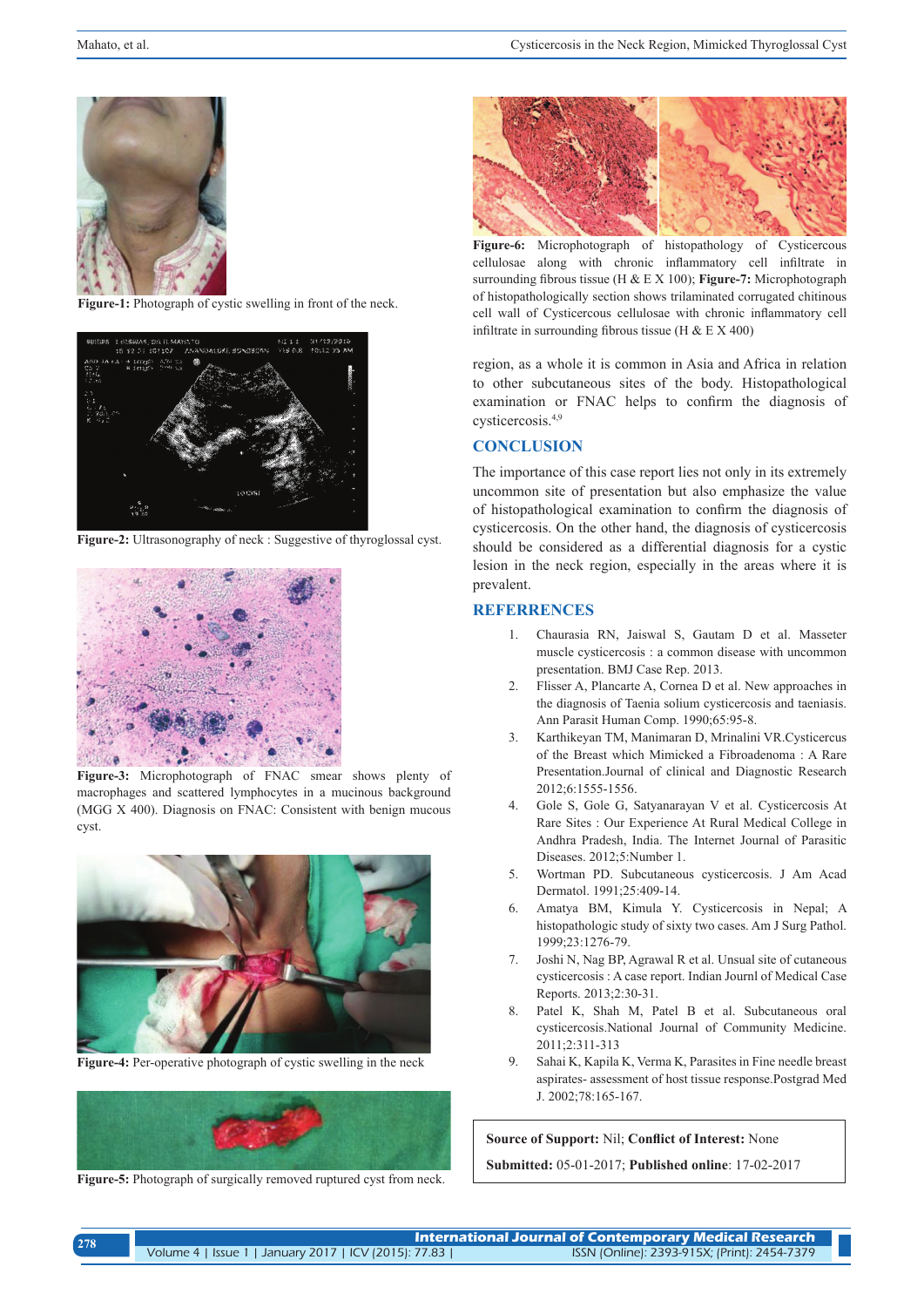Figure-1: Photograph of cystic swelling in front of the neck.

Figure-2: Ultrasonography of neck : Suggestive of thyroglossal cyst.

Figure-3: Microphotograph of FNAC smear shows plenty of macrophages and scattered lymphocytes in a mucinous background (MGG X 400). Diagnosis on FNAC: Consistent with benign mucous cyst.

Figure-4: Per-operative photograph of cystic swelling in the neck

Figure-5: Photograph of surgically removed ruptured cyst from neck.

**Figure-6:** Microphotograph of histopathology of Cysticercous cellulosae along with chronic inflammatory cell infiltrate in surrounding fibrous tissue (H & E X 100); **Figure-7:** Microphotograph of histopathologically section shows trilaminated corrugated chitinous cell wall of Cysticercous cellulosae with chronic inflammatory cell infiltrate in surrounding fibrous tissue (H & E X 400)

region, as a whole it is common in Asia and Africa in relation to other subcutaneous sites of the body. Histopathological examination or FNAC helps to confirm the diagnosis of cysticercosis.[4,9]

## CONCLUSION

The importance of this case report lies not only in its extremely uncommon site of presentation but also emphasize the value of histopathological examination to confirm the diagnosis of cysticercosis. On the other hand, the diagnosis of cysticercosis should be considered as a differential diagnosis for a cystic lesion in the neck region, especially in the areas where it is prevalent.

## REFERRENCES

1. Chaurasia RN, Jaiswal S, Gautam D et al. Masseter muscle cysticercosis : a common disease with uncommon presentation. BMJ Case Rep. 2013.
2. Flisser A, Plancarte A, Cornea D et al. New approaches in the diagnosis of Taenia solium cysticercosis and taeniasis. Ann Parasit Human Comp. 1990;65:95-8.
3. Karthikeyan TM, Manimaran D, Mrinalini VR.Cysticercus of the Breast which Mimicked a Fibroadenoma : A Rare Presentation.Journal of clinical and Diagnostic Research 2012;6:1555-1556.
4. Gole S, Gole G, Satyanarayan V et al. Cysticercosis At Rare Sites : Our Experience At Rural Medical College in Andhra Pradesh, India. The Internet Journal of Parasitic Diseases. 2012;5:Number 1.
5. Wortman PD. Subcutaneous cysticercosis. J Am Acad Dermatol. 1991;25:409-14.
6. Amatya BM, Kimula Y. Cysticercosis in Nepal; A histopathologic study of sixty two cases. Am J Surg Pathol. 1999;23:1276-79.
7. Joshi N, Nag BP, Agrawal R et al. Unsual site of cutaneous cysticercosis : A case report. Indian Journl of Medical Case Reports. 2013;2:30-31.
8. Patel K, Shah M, Patel B et al. Subcutaneous oral cysticercosis.National Journal of Community Medicine. 2011;2:311-313
9. Sahai K, Kapila K, Verma K, Parasites in Fine needle breast aspirates- assessment of host tissue response.Postgrad Med J. 2002;78:165-167.

**Source of Support:** Nil; **Conflict of Interest:** None

**Submitted:** 05-01-2017; **Published online**: 17-02-2017